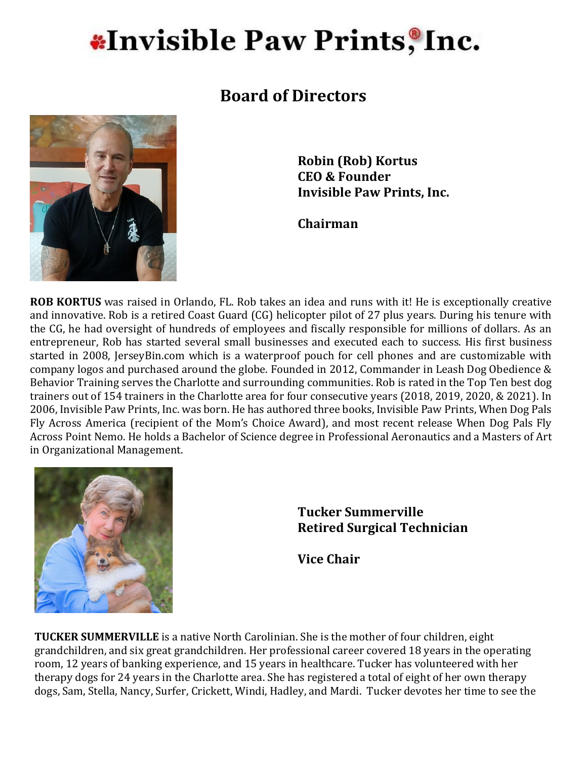# Invisible Paw Prints,® Inc.

## Board of Directors

**Robin (Rob) Kortus**
**CEO & Founder**
**Invisible Paw Prints, Inc.**

**Chairman**

**ROB KORTUS** was raised in Orlando, FL. Rob takes an idea and runs with it! He is exceptionally creative and innovative. Rob is a retired Coast Guard (CG) helicopter pilot of 27 plus years. During his tenure with the CG, he had oversight of hundreds of employees and fiscally responsible for millions of dollars. As an entrepreneur, Rob has started several small businesses and executed each to success. His first business started in 2008, JerseyBin.com which is a waterproof pouch for cell phones and are customizable with company logos and purchased around the globe. Founded in 2012, Commander in Leash Dog Obedience & Behavior Training serves the Charlotte and surrounding communities. Rob is rated in the Top Ten best dog trainers out of 154 trainers in the Charlotte area for four consecutive years (2018, 2019, 2020, & 2021). In 2006, Invisible Paw Prints, Inc. was born. He has authored three books, Invisible Paw Prints, When Dog Pals Fly Across America (recipient of the Mom's Choice Award), and most recent release When Dog Pals Fly Across Point Nemo. He holds a Bachelor of Science degree in Professional Aeronautics and a Masters of Art in Organizational Management.

**Tucker Summerville**
**Retired Surgical Technician**

**Vice Chair**

**TUCKER SUMMERVILLE** is a native North Carolinian. She is the mother of four children, eight grandchildren, and six great grandchildren. Her professional career covered 18 years in the operating room, 12 years of banking experience, and 15 years in healthcare. Tucker has volunteered with her therapy dogs for 24 years in the Charlotte area. She has registered a total of eight of her own therapy dogs, Sam, Stella, Nancy, Surfer, Crickett, Windi, Hadley, and Mardi. Tucker devotes her time to see the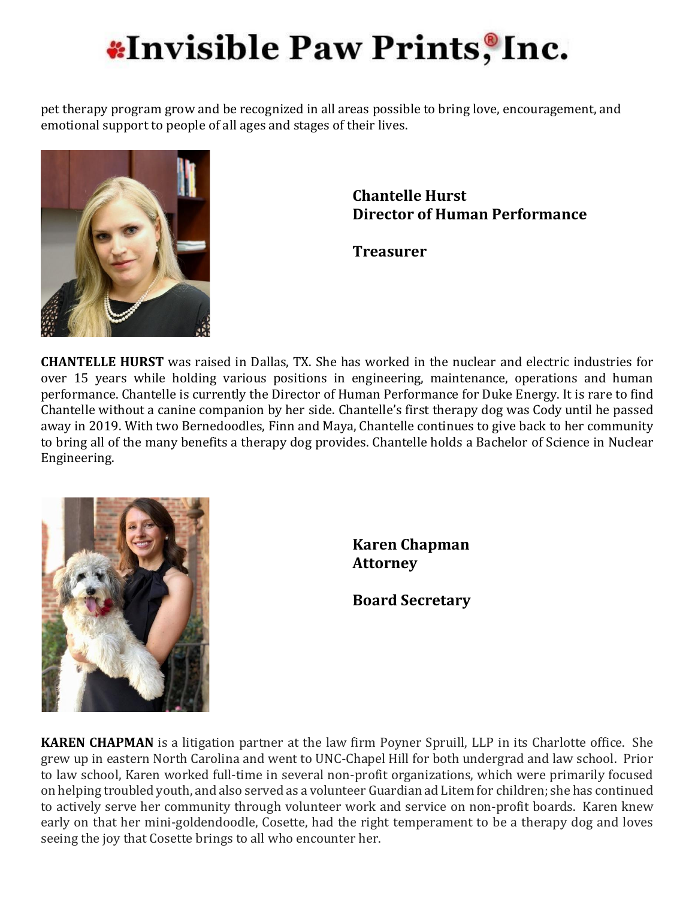pet therapy program grow and be recognized in all areas possible to bring love, encouragement, and emotional support to people of all ages and stages of their lives.

**Chantelle Hurst**
**Director of Human Performance**

**Treasurer**

**CHANTELLE HURST** was raised in Dallas, TX. She has worked in the nuclear and electric industries for over 15 years while holding various positions in engineering, maintenance, operations and human performance. Chantelle is currently the Director of Human Performance for Duke Energy. It is rare to find Chantelle without a canine companion by her side. Chantelle's first therapy dog was Cody until he passed away in 2019. With two Bernedoodles, Finn and Maya, Chantelle continues to give back to her community to bring all of the many benefits a therapy dog provides. Chantelle holds a Bachelor of Science in Nuclear Engineering.

**Karen Chapman**
**Attorney**

**Board Secretary**

**KAREN CHAPMAN** is a litigation partner at the law firm Poyner Spruill, LLP in its Charlotte office. She grew up in eastern North Carolina and went to UNC-Chapel Hill for both undergrad and law school. Prior to law school, Karen worked full-time in several non-profit organizations, which were primarily focused on helping troubled youth, and also served as a volunteer Guardian ad Litem for children; she has continued to actively serve her community through volunteer work and service on non-profit boards. Karen knew early on that her mini-goldendoodle, Cosette, had the right temperament to be a therapy dog and loves seeing the joy that Cosette brings to all who encounter her.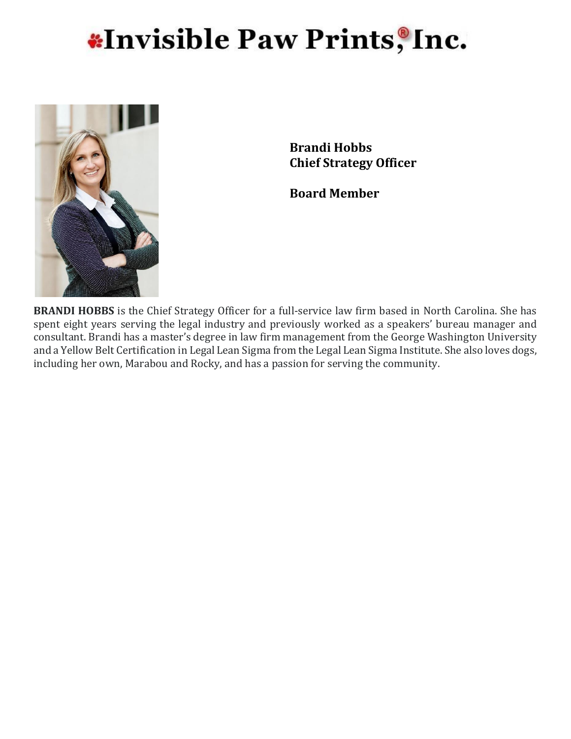# Invisible Paw Prints, Inc.

**Brandi Hobbs**
**Chief Strategy Officer**

**Board Member**

**BRANDI HOBBS** is the Chief Strategy Officer for a full-service law firm based in North Carolina. She has spent eight years serving the legal industry and previously worked as a speakers' bureau manager and consultant. Brandi has a master's degree in law firm management from the George Washington University and a Yellow Belt Certification in Legal Lean Sigma from the Legal Lean Sigma Institute. She also loves dogs, including her own, Marabou and Rocky, and has a passion for serving the community.